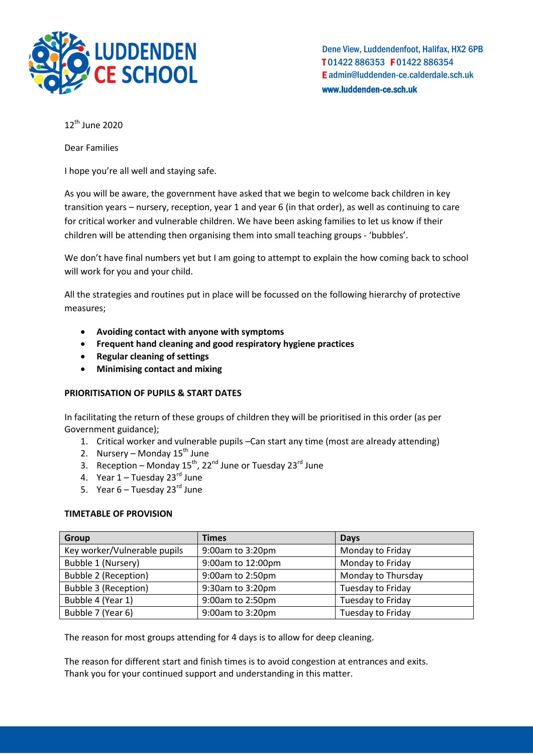LUDDENDEN CE SCHOOL

Dene View, Luddendenfoot, Halifax, HX2 6PB
T 01422 886353 F 01422 886354
E admin@luddenden-ce.calderdale.sch.uk
www.luddenden-ce.sch.uk

12th June 2020

Dear Families

I hope you're all well and staying safe.

As you will be aware, the government have asked that we begin to welcome back children in key transition years – nursery, reception, year 1 and year 6 (in that order), as well as continuing to care for critical worker and vulnerable children. We have been asking families to let us know if their children will be attending then organising them into small teaching groups - 'bubbles'.

We don't have final numbers yet but I am going to attempt to explain the how coming back to school will work for you and your child.

All the strategies and routines put in place will be focussed on the following hierarchy of protective measures;

- **Avoiding contact with anyone with symptoms**
- **Frequent hand cleaning and good respiratory hygiene practices**
- **Regular cleaning of settings**
- **Minimising contact and mixing**

**PRIORITISATION OF PUPILS & START DATES**

In facilitating the return of these groups of children they will be prioritised in this order (as per Government guidance);

1. Critical worker and vulnerable pupils –Can start any time (most are already attending)
2. Nursery – Monday 15th June
3. Reception – Monday 15th, 22nd June or Tuesday 23rd June
4. Year 1 – Tuesday 23rd June
5. Year 6 – Tuesday 23rd June

**TIMETABLE OF PROVISION**

| Group | Times | Days |
|---|---|---|
| Key worker/Vulnerable pupils | 9:00am to 3:20pm | Monday to Friday |
| Bubble 1 (Nursery) | 9:00am to 12:00pm | Monday to Friday |
| Bubble 2 (Reception) | 9:00am to 2:50pm | Monday to Thursday |
| Bubble 3 (Reception) | 9:30am to 3:20pm | Tuesday to Friday |
| Bubble 4 (Year 1) | 9:00am to 2:50pm | Tuesday to Friday |
| Bubble 7 (Year 6) | 9:00am to 3:20pm | Tuesday to Friday |

The reason for most groups attending for 4 days is to allow for deep cleaning.

The reason for different start and finish times is to avoid congestion at entrances and exits. Thank you for your continued support and understanding in this matter.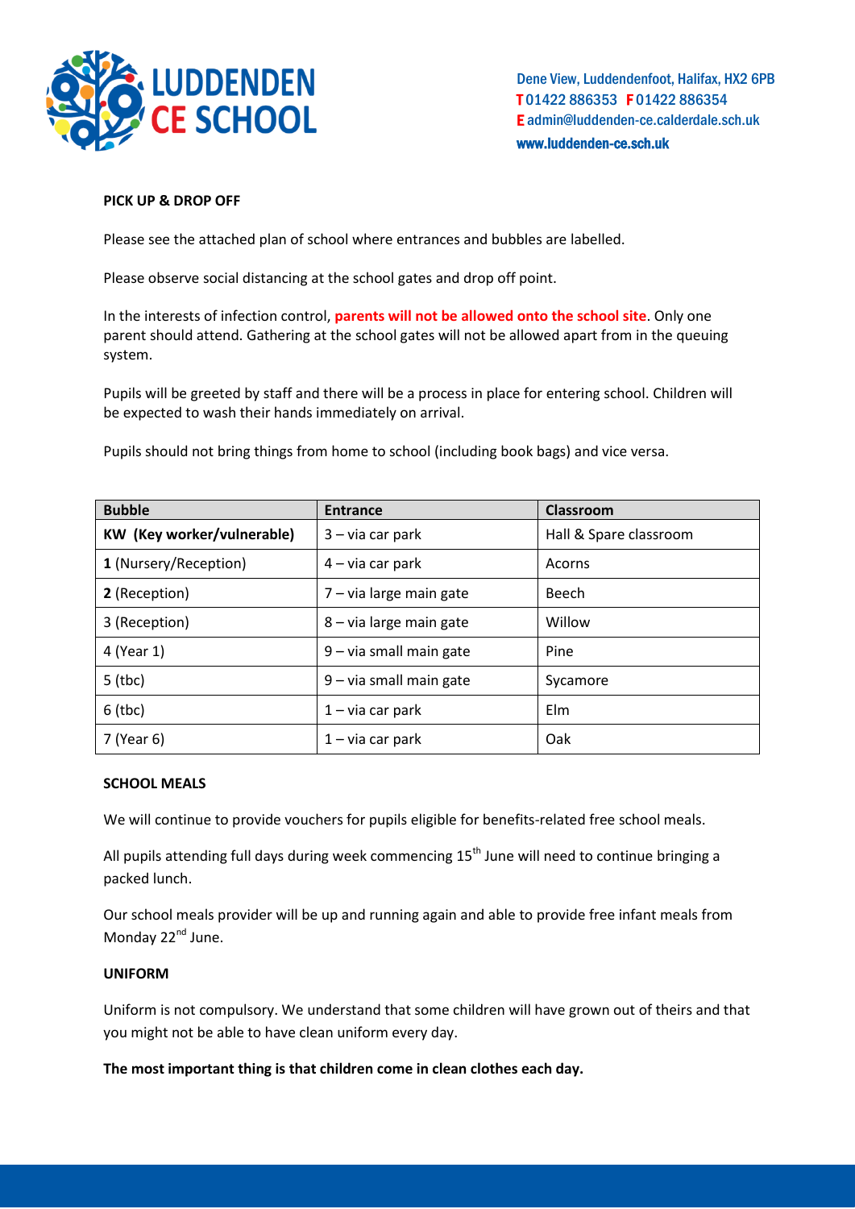**PICK UP & DROP OFF**

Please see the attached plan of school where entrances and bubbles are labelled.

Please observe social distancing at the school gates and drop off point.

In the interests of infection control, **parents will not be allowed onto the school site**. Only one parent should attend. Gathering at the school gates will not be allowed apart from in the queuing system.

Pupils will be greeted by staff and there will be a process in place for entering school. Children will be expected to wash their hands immediately on arrival.

Pupils should not bring things from home to school (including book bags) and vice versa.

| Bubble | Entrance | Classroom |
|---|---|---|
| **KW (Key worker/vulnerable)** | 3 – via car park | Hall & Spare classroom |
| **1** (Nursery/Reception) | 4 – via car park | Acorns |
| **2** (Reception) | 7 – via large main gate | Beech |
| 3 (Reception) | 8 – via large main gate | Willow |
| 4 (Year 1) | 9 – via small main gate | Pine |
| 5 (tbc) | 9 – via small main gate | Sycamore |
| 6 (tbc) | 1 – via car park | Elm |
| 7 (Year 6) | 1 – via car park | Oak |

**SCHOOL MEALS**

We will continue to provide vouchers for pupils eligible for benefits-related free school meals.

All pupils attending full days during week commencing 15th June will need to continue bringing a packed lunch.

Our school meals provider will be up and running again and able to provide free infant meals from Monday 22nd June.

**UNIFORM**

Uniform is not compulsory. We understand that some children will have grown out of theirs and that you might not be able to have clean uniform every day.

**The most important thing is that children come in clean clothes each day.**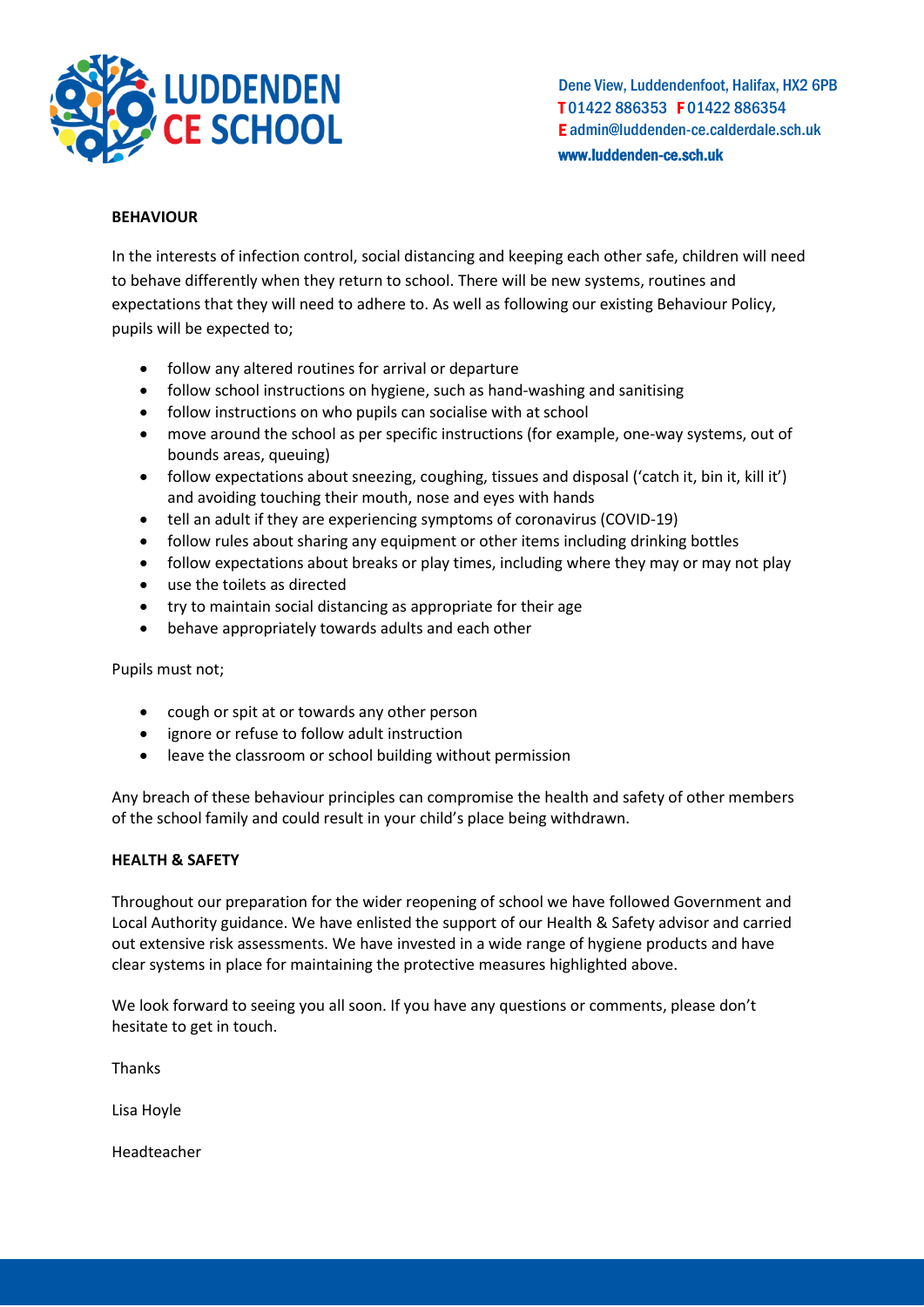**BEHAVIOUR**

In the interests of infection control, social distancing and keeping each other safe, children will need to behave differently when they return to school. There will be new systems, routines and expectations that they will need to adhere to. As well as following our existing Behaviour Policy, pupils will be expected to;

- follow any altered routines for arrival or departure
- follow school instructions on hygiene, such as hand-washing and sanitising
- follow instructions on who pupils can socialise with at school
- move around the school as per specific instructions (for example, one-way systems, out of bounds areas, queuing)
- follow expectations about sneezing, coughing, tissues and disposal ('catch it, bin it, kill it') and avoiding touching their mouth, nose and eyes with hands
- tell an adult if they are experiencing symptoms of coronavirus (COVID-19)
- follow rules about sharing any equipment or other items including drinking bottles
- follow expectations about breaks or play times, including where they may or may not play
- use the toilets as directed
- try to maintain social distancing as appropriate for their age
- behave appropriately towards adults and each other

Pupils must not;

- cough or spit at or towards any other person
- ignore or refuse to follow adult instruction
- leave the classroom or school building without permission

Any breach of these behaviour principles can compromise the health and safety of other members of the school family and could result in your child's place being withdrawn.

**HEALTH & SAFETY**

Throughout our preparation for the wider reopening of school we have followed Government and Local Authority guidance. We have enlisted the support of our Health & Safety advisor and carried out extensive risk assessments. We have invested in a wide range of hygiene products and have clear systems in place for maintaining the protective measures highlighted above.

We look forward to seeing you all soon. If you have any questions or comments, please don't hesitate to get in touch.

Thanks

Lisa Hoyle

Headteacher